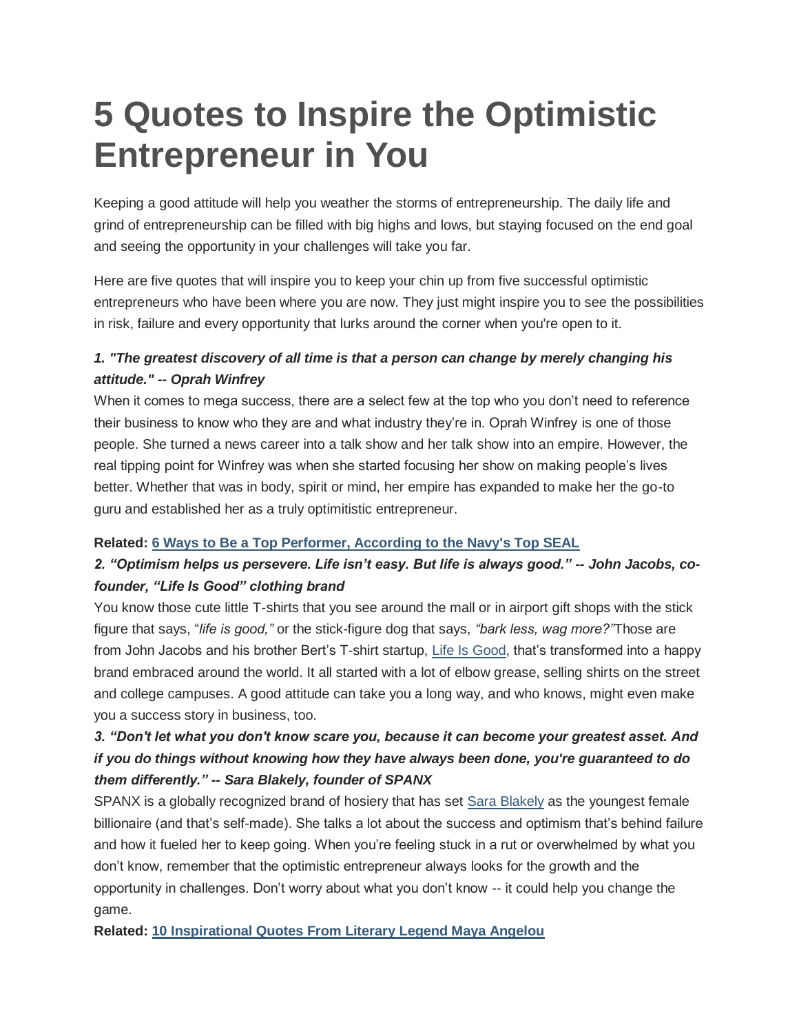# 5 Quotes to Inspire the Optimistic Entrepreneur in You

Keeping a good attitude will help you weather the storms of entrepreneurship. The daily life and grind of entrepreneurship can be filled with big highs and lows, but staying focused on the end goal and seeing the opportunity in your challenges will take you far.

Here are five quotes that will inspire you to keep your chin up from five successful optimistic entrepreneurs who have been where you are now. They just might inspire you to see the possibilities in risk, failure and every opportunity that lurks around the corner when you're open to it.

***1. "The greatest discovery of all time is that a person can change by merely changing his attitude." -- Oprah Winfrey***

When it comes to mega success, there are a select few at the top who you don't need to reference their business to know who they are and what industry they're in. Oprah Winfrey is one of those people. She turned a news career into a talk show and her talk show into an empire. However, the real tipping point for Winfrey was when she started focusing her show on making people's lives better. Whether that was in body, spirit or mind, her empire has expanded to make her the go-to guru and established her as a truly optimitistic entrepreneur.

**Related: 6 Ways to Be a Top Performer, According to the Navy's Top SEAL**

***2. "Optimism helps us persevere. Life isn't easy. But life is always good." -- John Jacobs, co-founder, "Life Is Good" clothing brand***

You know those cute little T-shirts that you see around the mall or in airport gift shops with the stick figure that says, "*life is good,"* or the stick-figure dog that says, *"bark less, wag more?"*Those are from John Jacobs and his brother Bert's T-shirt startup, Life Is Good, that's transformed into a happy brand embraced around the world. It all started with a lot of elbow grease, selling shirts on the street and college campuses. A good attitude can take you a long way, and who knows, might even make you a success story in business, too.

***3. "Don't let what you don't know scare you, because it can become your greatest asset. And if you do things without knowing how they have always been done, you're guaranteed to do them differently." -- Sara Blakely, founder of SPANX***

SPANX is a globally recognized brand of hosiery that has set Sara Blakely as the youngest female billionaire (and that's self-made). She talks a lot about the success and optimism that's behind failure and how it fueled her to keep going. When you're feeling stuck in a rut or overwhelmed by what you don't know, remember that the optimistic entrepreneur always looks for the growth and the opportunity in challenges. Don't worry about what you don't know -- it could help you change the game.

**Related: 10 Inspirational Quotes From Literary Legend Maya Angelou**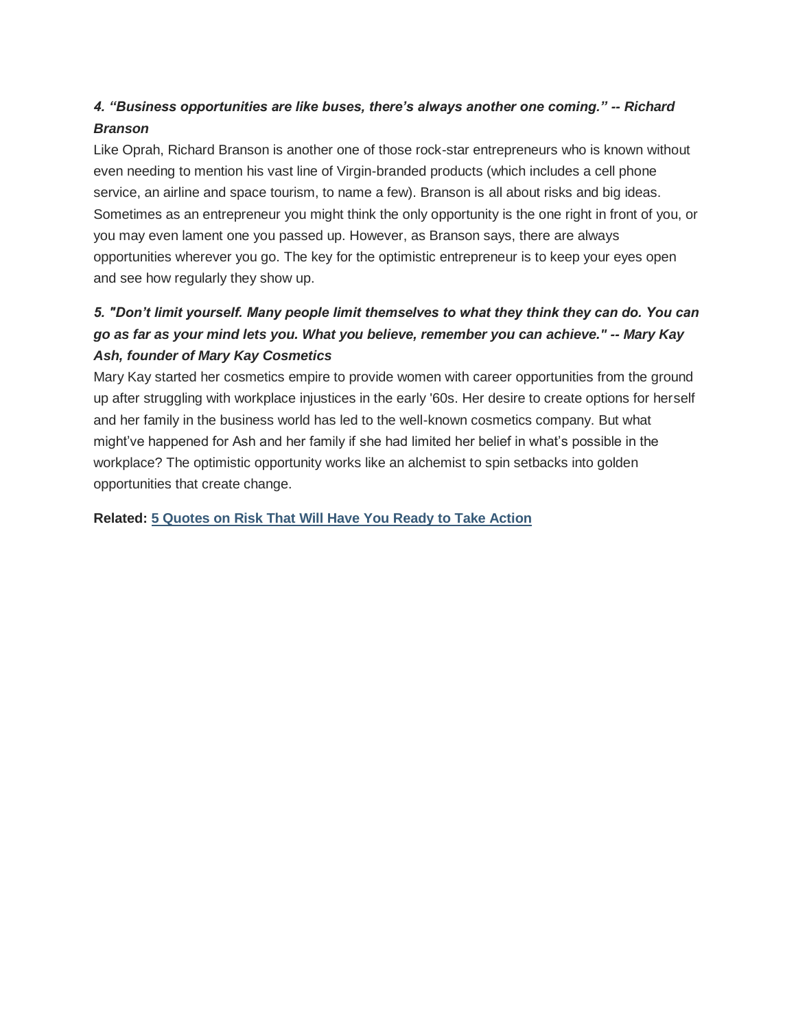***4. "Business opportunities are like buses, there's always another one coming." -- Richard Branson***

Like Oprah, Richard Branson is another one of those rock-star entrepreneurs who is known without even needing to mention his vast line of Virgin-branded products (which includes a cell phone service, an airline and space tourism, to name a few). Branson is all about risks and big ideas. Sometimes as an entrepreneur you might think the only opportunity is the one right in front of you, or you may even lament one you passed up. However, as Branson says, there are always opportunities wherever you go. The key for the optimistic entrepreneur is to keep your eyes open and see how regularly they show up.

***5. "Don't limit yourself. Many people limit themselves to what they think they can do. You can go as far as your mind lets you. What you believe, remember you can achieve." -- Mary Kay Ash, founder of Mary Kay Cosmetics***

Mary Kay started her cosmetics empire to provide women with career opportunities from the ground up after struggling with workplace injustices in the early '60s. Her desire to create options for herself and her family in the business world has led to the well-known cosmetics company. But what might've happened for Ash and her family if she had limited her belief in what's possible in the workplace? The optimistic opportunity works like an alchemist to spin setbacks into golden opportunities that create change.

**Related: 5 Quotes on Risk That Will Have You Ready to Take Action**